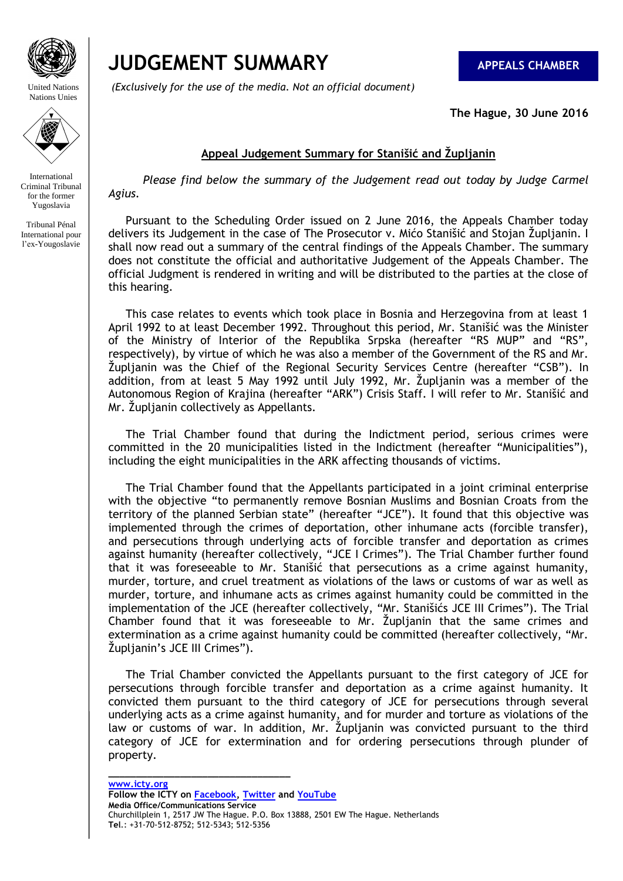# JUDGEMENT SUMMARY

**APPEALS CHAMBER**

*(Exclusively for the use of the media. Not an official document)*

**The Hague, 30 June 2016**

**Appeal Judgement Summary for Stanišić and Župljanin**

*Please find below the summary of the Judgement read out today by Judge Carmel Agius.*

Pursuant to the Scheduling Order issued on 2 June 2016, the Appeals Chamber today delivers its Judgement in the case of The Prosecutor v. Mićo Stanišić and Stojan Župljanin. I shall now read out a summary of the central findings of the Appeals Chamber. The summary does not constitute the official and authoritative Judgement of the Appeals Chamber. The official Judgment is rendered in writing and will be distributed to the parties at the close of this hearing.

This case relates to events which took place in Bosnia and Herzegovina from at least 1 April 1992 to at least December 1992. Throughout this period, Mr. Stanišić was the Minister of the Ministry of Interior of the Republika Srpska (hereafter "RS MUP" and "RS", respectively), by virtue of which he was also a member of the Government of the RS and Mr. Župljanin was the Chief of the Regional Security Services Centre (hereafter "CSB"). In addition, from at least 5 May 1992 until July 1992, Mr. Župljanin was a member of the Autonomous Region of Krajina (hereafter "ARK") Crisis Staff. I will refer to Mr. Stanišić and Mr. Župljanin collectively as Appellants.

The Trial Chamber found that during the Indictment period, serious crimes were committed in the 20 municipalities listed in the Indictment (hereafter "Municipalities"), including the eight municipalities in the ARK affecting thousands of victims.

The Trial Chamber found that the Appellants participated in a joint criminal enterprise with the objective "to permanently remove Bosnian Muslims and Bosnian Croats from the territory of the planned Serbian state" (hereafter "JCE"). It found that this objective was implemented through the crimes of deportation, other inhumane acts (forcible transfer), and persecutions through underlying acts of forcible transfer and deportation as crimes against humanity (hereafter collectively, "JCE I Crimes"). The Trial Chamber further found that it was foreseeable to Mr. Stanišić that persecutions as a crime against humanity, murder, torture, and cruel treatment as violations of the laws or customs of war as well as murder, torture, and inhumane acts as crimes against humanity could be committed in the implementation of the JCE (hereafter collectively, "Mr. Stanišićs JCE III Crimes"). The Trial Chamber found that it was foreseeable to Mr. Župljanin that the same crimes and extermination as a crime against humanity could be committed (hereafter collectively, "Mr. Župljanin's JCE III Crimes").

The Trial Chamber convicted the Appellants pursuant to the first category of JCE for persecutions through forcible transfer and deportation as a crime against humanity. It convicted them pursuant to the third category of JCE for persecutions through several underlying acts as a crime against humanity, and for murder and torture as violations of the law or customs of war. In addition, Mr. Župljanin was convicted pursuant to the third category of JCE for extermination and for ordering persecutions through plunder of property.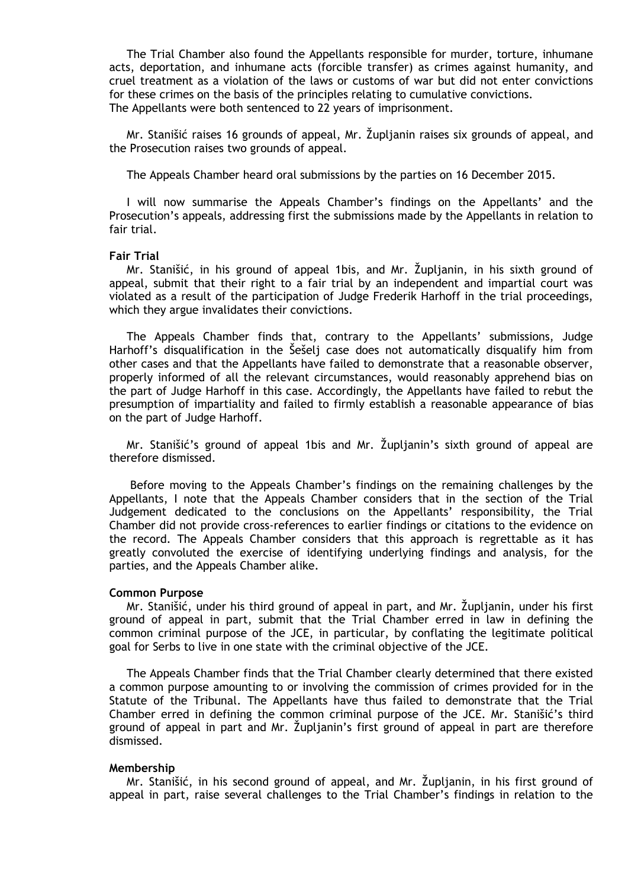The Trial Chamber also found the Appellants responsible for murder, torture, inhumane acts, deportation, and inhumane acts (forcible transfer) as crimes against humanity, and cruel treatment as a violation of the laws or customs of war but did not enter convictions for these crimes on the basis of the principles relating to cumulative convictions. The Appellants were both sentenced to 22 years of imprisonment.

Mr. Stanišić raises 16 grounds of appeal, Mr. Župljanin raises six grounds of appeal, and the Prosecution raises two grounds of appeal.

The Appeals Chamber heard oral submissions by the parties on 16 December 2015.

I will now summarise the Appeals Chamber's findings on the Appellants' and the Prosecution's appeals, addressing first the submissions made by the Appellants in relation to fair trial.

**Fair Trial**

Mr. Stanišić, in his ground of appeal 1bis, and Mr. Župljanin, in his sixth ground of appeal, submit that their right to a fair trial by an independent and impartial court was violated as a result of the participation of Judge Frederik Harhoff in the trial proceedings, which they argue invalidates their convictions.

The Appeals Chamber finds that, contrary to the Appellants' submissions, Judge Harhoff's disqualification in the Šešelj case does not automatically disqualify him from other cases and that the Appellants have failed to demonstrate that a reasonable observer, properly informed of all the relevant circumstances, would reasonably apprehend bias on the part of Judge Harhoff in this case. Accordingly, the Appellants have failed to rebut the presumption of impartiality and failed to firmly establish a reasonable appearance of bias on the part of Judge Harhoff.

Mr. Stanišić's ground of appeal 1bis and Mr. Župljanin's sixth ground of appeal are therefore dismissed.

Before moving to the Appeals Chamber's findings on the remaining challenges by the Appellants, I note that the Appeals Chamber considers that in the section of the Trial Judgement dedicated to the conclusions on the Appellants' responsibility, the Trial Chamber did not provide cross-references to earlier findings or citations to the evidence on the record. The Appeals Chamber considers that this approach is regrettable as it has greatly convoluted the exercise of identifying underlying findings and analysis, for the parties, and the Appeals Chamber alike.

**Common Purpose**

Mr. Stanišić, under his third ground of appeal in part, and Mr. Župljanin, under his first ground of appeal in part, submit that the Trial Chamber erred in law in defining the common criminal purpose of the JCE, in particular, by conflating the legitimate political goal for Serbs to live in one state with the criminal objective of the JCE.

The Appeals Chamber finds that the Trial Chamber clearly determined that there existed a common purpose amounting to or involving the commission of crimes provided for in the Statute of the Tribunal. The Appellants have thus failed to demonstrate that the Trial Chamber erred in defining the common criminal purpose of the JCE. Mr. Stanišić's third ground of appeal in part and Mr. Župljanin's first ground of appeal in part are therefore dismissed.

**Membership**

Mr. Stanišić, in his second ground of appeal, and Mr. Župljanin, in his first ground of appeal in part, raise several challenges to the Trial Chamber's findings in relation to the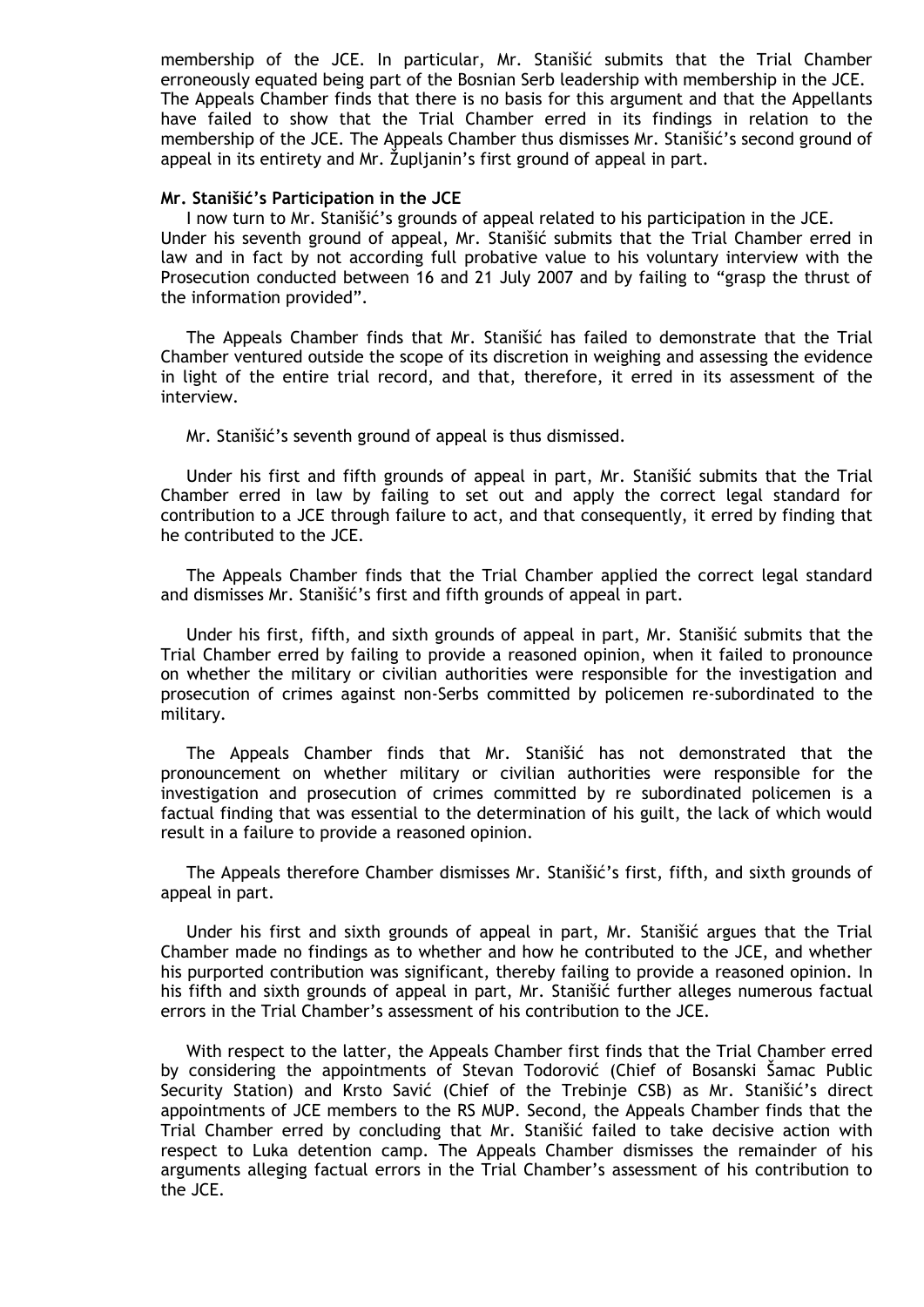membership of the JCE. In particular, Mr. Stanišić submits that the Trial Chamber erroneously equated being part of the Bosnian Serb leadership with membership in the JCE. The Appeals Chamber finds that there is no basis for this argument and that the Appellants have failed to show that the Trial Chamber erred in its findings in relation to the membership of the JCE. The Appeals Chamber thus dismisses Mr. Stanišić's second ground of appeal in its entirety and Mr. Župljanin's first ground of appeal in part.

**Mr. Stanišić's Participation in the JCE**

I now turn to Mr. Stanišić's grounds of appeal related to his participation in the JCE. Under his seventh ground of appeal, Mr. Stanišić submits that the Trial Chamber erred in law and in fact by not according full probative value to his voluntary interview with the Prosecution conducted between 16 and 21 July 2007 and by failing to "grasp the thrust of the information provided".

The Appeals Chamber finds that Mr. Stanišić has failed to demonstrate that the Trial Chamber ventured outside the scope of its discretion in weighing and assessing the evidence in light of the entire trial record, and that, therefore, it erred in its assessment of the interview.

Mr. Stanišić's seventh ground of appeal is thus dismissed.

Under his first and fifth grounds of appeal in part, Mr. Stanišić submits that the Trial Chamber erred in law by failing to set out and apply the correct legal standard for contribution to a JCE through failure to act, and that consequently, it erred by finding that he contributed to the JCE.

The Appeals Chamber finds that the Trial Chamber applied the correct legal standard and dismisses Mr. Stanišić's first and fifth grounds of appeal in part.

Under his first, fifth, and sixth grounds of appeal in part, Mr. Stanišić submits that the Trial Chamber erred by failing to provide a reasoned opinion, when it failed to pronounce on whether the military or civilian authorities were responsible for the investigation and prosecution of crimes against non-Serbs committed by policemen re-subordinated to the military.

The Appeals Chamber finds that Mr. Stanišić has not demonstrated that the pronouncement on whether military or civilian authorities were responsible for the investigation and prosecution of crimes committed by re subordinated policemen is a factual finding that was essential to the determination of his guilt, the lack of which would result in a failure to provide a reasoned opinion.

The Appeals therefore Chamber dismisses Mr. Stanišić's first, fifth, and sixth grounds of appeal in part.

Under his first and sixth grounds of appeal in part, Mr. Stanišić argues that the Trial Chamber made no findings as to whether and how he contributed to the JCE, and whether his purported contribution was significant, thereby failing to provide a reasoned opinion. In his fifth and sixth grounds of appeal in part, Mr. Stanišić further alleges numerous factual errors in the Trial Chamber's assessment of his contribution to the JCE.

With respect to the latter, the Appeals Chamber first finds that the Trial Chamber erred by considering the appointments of Stevan Todorović (Chief of Bosanski Šamac Public Security Station) and Krsto Savić (Chief of the Trebinje CSB) as Mr. Stanišić's direct appointments of JCE members to the RS MUP. Second, the Appeals Chamber finds that the Trial Chamber erred by concluding that Mr. Stanišić failed to take decisive action with respect to Luka detention camp. The Appeals Chamber dismisses the remainder of his arguments alleging factual errors in the Trial Chamber's assessment of his contribution to the JCE.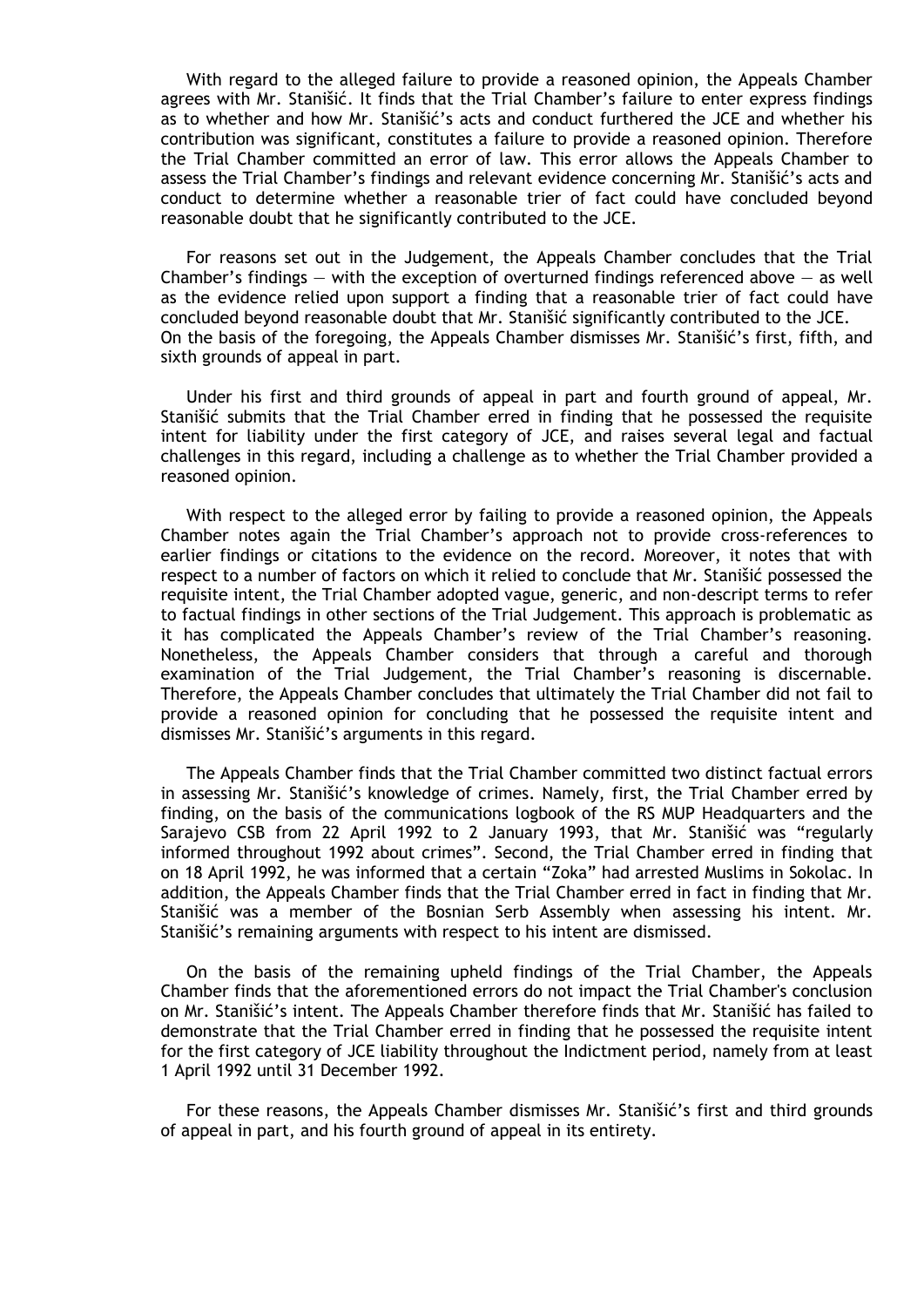With regard to the alleged failure to provide a reasoned opinion, the Appeals Chamber agrees with Mr. Stanišić. It finds that the Trial Chamber's failure to enter express findings as to whether and how Mr. Stanišić's acts and conduct furthered the JCE and whether his contribution was significant, constitutes a failure to provide a reasoned opinion. Therefore the Trial Chamber committed an error of law. This error allows the Appeals Chamber to assess the Trial Chamber's findings and relevant evidence concerning Mr. Stanišić's acts and conduct to determine whether a reasonable trier of fact could have concluded beyond reasonable doubt that he significantly contributed to the JCE.

For reasons set out in the Judgement, the Appeals Chamber concludes that the Trial Chamber's findings — with the exception of overturned findings referenced above — as well as the evidence relied upon support a finding that a reasonable trier of fact could have concluded beyond reasonable doubt that Mr. Stanišić significantly contributed to the JCE. On the basis of the foregoing, the Appeals Chamber dismisses Mr. Stanišić's first, fifth, and sixth grounds of appeal in part.

Under his first and third grounds of appeal in part and fourth ground of appeal, Mr. Stanišić submits that the Trial Chamber erred in finding that he possessed the requisite intent for liability under the first category of JCE, and raises several legal and factual challenges in this regard, including a challenge as to whether the Trial Chamber provided a reasoned opinion.

With respect to the alleged error by failing to provide a reasoned opinion, the Appeals Chamber notes again the Trial Chamber's approach not to provide cross-references to earlier findings or citations to the evidence on the record. Moreover, it notes that with respect to a number of factors on which it relied to conclude that Mr. Stanišić possessed the requisite intent, the Trial Chamber adopted vague, generic, and non-descript terms to refer to factual findings in other sections of the Trial Judgement. This approach is problematic as it has complicated the Appeals Chamber's review of the Trial Chamber's reasoning. Nonetheless, the Appeals Chamber considers that through a careful and thorough examination of the Trial Judgement, the Trial Chamber's reasoning is discernable. Therefore, the Appeals Chamber concludes that ultimately the Trial Chamber did not fail to provide a reasoned opinion for concluding that he possessed the requisite intent and dismisses Mr. Stanišić's arguments in this regard.

The Appeals Chamber finds that the Trial Chamber committed two distinct factual errors in assessing Mr. Stanišić's knowledge of crimes. Namely, first, the Trial Chamber erred by finding, on the basis of the communications logbook of the RS MUP Headquarters and the Sarajevo CSB from 22 April 1992 to 2 January 1993, that Mr. Stanišić was "regularly informed throughout 1992 about crimes". Second, the Trial Chamber erred in finding that on 18 April 1992, he was informed that a certain "Zoka" had arrested Muslims in Sokolac. In addition, the Appeals Chamber finds that the Trial Chamber erred in fact in finding that Mr. Stanišić was a member of the Bosnian Serb Assembly when assessing his intent. Mr. Stanišić's remaining arguments with respect to his intent are dismissed.

On the basis of the remaining upheld findings of the Trial Chamber, the Appeals Chamber finds that the aforementioned errors do not impact the Trial Chamber's conclusion on Mr. Stanišić's intent. The Appeals Chamber therefore finds that Mr. Stanišić has failed to demonstrate that the Trial Chamber erred in finding that he possessed the requisite intent for the first category of JCE liability throughout the Indictment period, namely from at least 1 April 1992 until 31 December 1992.

For these reasons, the Appeals Chamber dismisses Mr. Stanišić's first and third grounds of appeal in part, and his fourth ground of appeal in its entirety.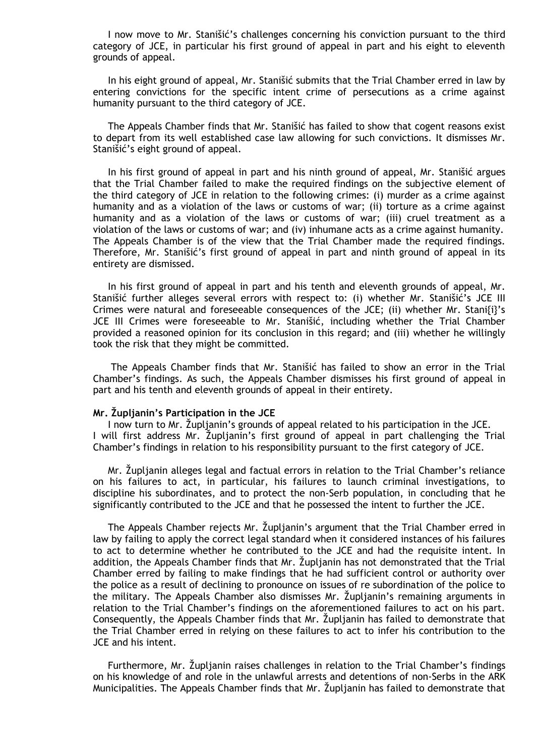I now move to Mr. Stanišić's challenges concerning his conviction pursuant to the third category of JCE, in particular his first ground of appeal in part and his eight to eleventh grounds of appeal.

In his eight ground of appeal, Mr. Stanišić submits that the Trial Chamber erred in law by entering convictions for the specific intent crime of persecutions as a crime against humanity pursuant to the third category of JCE.

The Appeals Chamber finds that Mr. Stanišić has failed to show that cogent reasons exist to depart from its well established case law allowing for such convictions. It dismisses Mr. Stanišić's eight ground of appeal.

In his first ground of appeal in part and his ninth ground of appeal, Mr. Stanišić argues that the Trial Chamber failed to make the required findings on the subjective element of the third category of JCE in relation to the following crimes: (i) murder as a crime against humanity and as a violation of the laws or customs of war; (ii) torture as a crime against humanity and as a violation of the laws or customs of war; (iii) cruel treatment as a violation of the laws or customs of war; and (iv) inhumane acts as a crime against humanity. The Appeals Chamber is of the view that the Trial Chamber made the required findings. Therefore, Mr. Stanišić's first ground of appeal in part and ninth ground of appeal in its entirety are dismissed.

In his first ground of appeal in part and his tenth and eleventh grounds of appeal, Mr. Stanišić further alleges several errors with respect to: (i) whether Mr. Stanišić's JCE III Crimes were natural and foreseeable consequences of the JCE; (ii) whether Mr. Stani{i}'s JCE III Crimes were foreseeable to Mr. Stanišić, including whether the Trial Chamber provided a reasoned opinion for its conclusion in this regard; and (iii) whether he willingly took the risk that they might be committed.

The Appeals Chamber finds that Mr. Stanišić has failed to show an error in the Trial Chamber's findings. As such, the Appeals Chamber dismisses his first ground of appeal in part and his tenth and eleventh grounds of appeal in their entirety.

**Mr. Župljanin's Participation in the JCE**

I now turn to Mr. Župljanin's grounds of appeal related to his participation in the JCE. I will first address Mr. Župljanin's first ground of appeal in part challenging the Trial Chamber's findings in relation to his responsibility pursuant to the first category of JCE.

Mr. Župljanin alleges legal and factual errors in relation to the Trial Chamber's reliance on his failures to act, in particular, his failures to launch criminal investigations, to discipline his subordinates, and to protect the non-Serb population, in concluding that he significantly contributed to the JCE and that he possessed the intent to further the JCE.

The Appeals Chamber rejects Mr. Župljanin's argument that the Trial Chamber erred in law by failing to apply the correct legal standard when it considered instances of his failures to act to determine whether he contributed to the JCE and had the requisite intent. In addition, the Appeals Chamber finds that Mr. Župljanin has not demonstrated that the Trial Chamber erred by failing to make findings that he had sufficient control or authority over the police as a result of declining to pronounce on issues of re subordination of the police to the military. The Appeals Chamber also dismisses Mr. Župljanin's remaining arguments in relation to the Trial Chamber's findings on the aforementioned failures to act on his part. Consequently, the Appeals Chamber finds that Mr. Župljanin has failed to demonstrate that the Trial Chamber erred in relying on these failures to act to infer his contribution to the JCE and his intent.

Furthermore, Mr. Župljanin raises challenges in relation to the Trial Chamber's findings on his knowledge of and role in the unlawful arrests and detentions of non-Serbs in the ARK Municipalities. The Appeals Chamber finds that Mr. Župljanin has failed to demonstrate that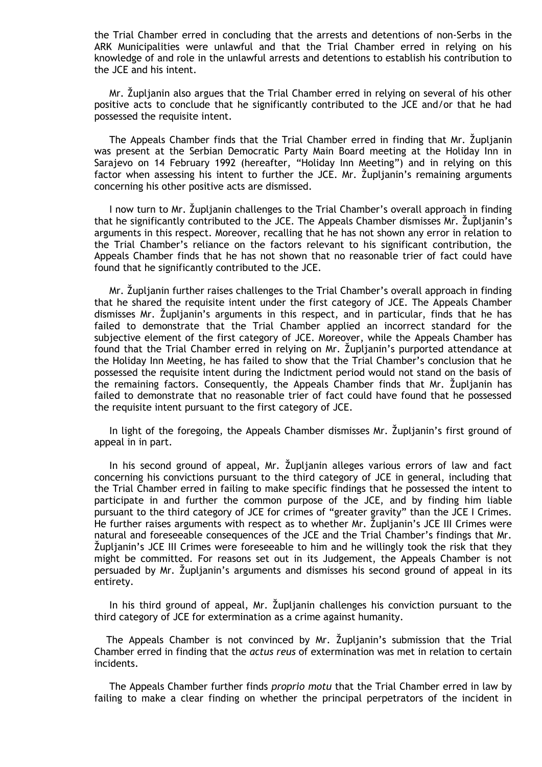the Trial Chamber erred in concluding that the arrests and detentions of non-Serbs in the ARK Municipalities were unlawful and that the Trial Chamber erred in relying on his knowledge of and role in the unlawful arrests and detentions to establish his contribution to the JCE and his intent.

Mr. Župljanin also argues that the Trial Chamber erred in relying on several of his other positive acts to conclude that he significantly contributed to the JCE and/or that he had possessed the requisite intent.

The Appeals Chamber finds that the Trial Chamber erred in finding that Mr. Župljanin was present at the Serbian Democratic Party Main Board meeting at the Holiday Inn in Sarajevo on 14 February 1992 (hereafter, "Holiday Inn Meeting") and in relying on this factor when assessing his intent to further the JCE. Mr. Župljanin's remaining arguments concerning his other positive acts are dismissed.

I now turn to Mr. Župljanin challenges to the Trial Chamber's overall approach in finding that he significantly contributed to the JCE. The Appeals Chamber dismisses Mr. Župljanin's arguments in this respect. Moreover, recalling that he has not shown any error in relation to the Trial Chamber's reliance on the factors relevant to his significant contribution, the Appeals Chamber finds that he has not shown that no reasonable trier of fact could have found that he significantly contributed to the JCE.

Mr. Župljanin further raises challenges to the Trial Chamber's overall approach in finding that he shared the requisite intent under the first category of JCE. The Appeals Chamber dismisses Mr. Župljanin's arguments in this respect, and in particular, finds that he has failed to demonstrate that the Trial Chamber applied an incorrect standard for the subjective element of the first category of JCE. Moreover, while the Appeals Chamber has found that the Trial Chamber erred in relying on Mr. Župljanin's purported attendance at the Holiday Inn Meeting, he has failed to show that the Trial Chamber's conclusion that he possessed the requisite intent during the Indictment period would not stand on the basis of the remaining factors. Consequently, the Appeals Chamber finds that Mr. Župljanin has failed to demonstrate that no reasonable trier of fact could have found that he possessed the requisite intent pursuant to the first category of JCE.

In light of the foregoing, the Appeals Chamber dismisses Mr. Župljanin's first ground of appeal in in part.

In his second ground of appeal, Mr. Župljanin alleges various errors of law and fact concerning his convictions pursuant to the third category of JCE in general, including that the Trial Chamber erred in failing to make specific findings that he possessed the intent to participate in and further the common purpose of the JCE, and by finding him liable pursuant to the third category of JCE for crimes of "greater gravity" than the JCE I Crimes. He further raises arguments with respect as to whether Mr. Župljanin's JCE III Crimes were natural and foreseeable consequences of the JCE and the Trial Chamber's findings that Mr. Župljanin's JCE III Crimes were foreseeable to him and he willingly took the risk that they might be committed. For reasons set out in its Judgement, the Appeals Chamber is not persuaded by Mr. Župljanin's arguments and dismisses his second ground of appeal in its entirety.

In his third ground of appeal, Mr. Župljanin challenges his conviction pursuant to the third category of JCE for extermination as a crime against humanity.

The Appeals Chamber is not convinced by Mr. Župljanin's submission that the Trial Chamber erred in finding that the *actus reus* of extermination was met in relation to certain incidents.

The Appeals Chamber further finds *proprio motu* that the Trial Chamber erred in law by failing to make a clear finding on whether the principal perpetrators of the incident in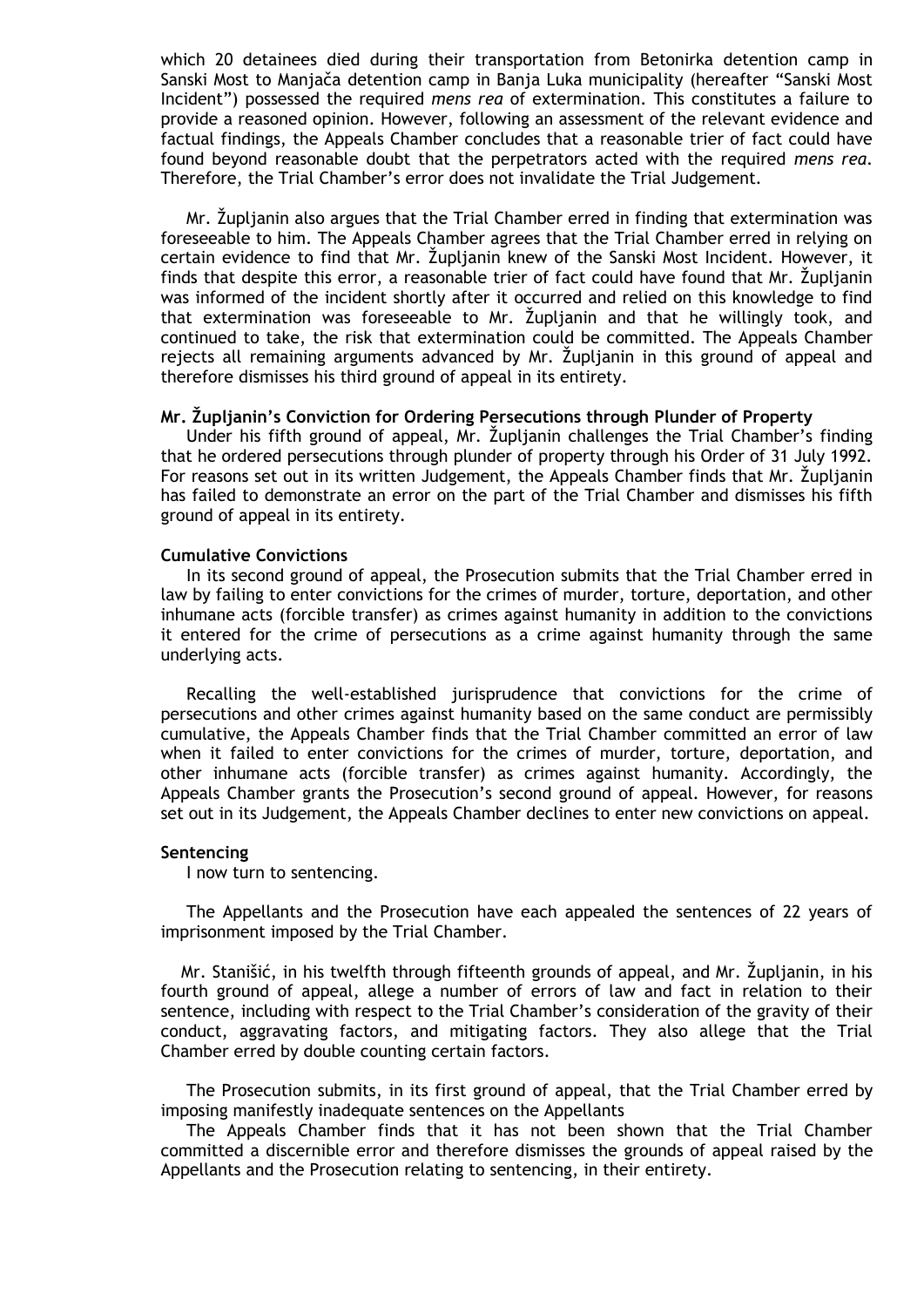which 20 detainees died during their transportation from Betonirka detention camp in Sanski Most to Manjača detention camp in Banja Luka municipality (hereafter "Sanski Most Incident") possessed the required *mens rea* of extermination. This constitutes a failure to provide a reasoned opinion. However, following an assessment of the relevant evidence and factual findings, the Appeals Chamber concludes that a reasonable trier of fact could have found beyond reasonable doubt that the perpetrators acted with the required *mens rea*. Therefore, the Trial Chamber's error does not invalidate the Trial Judgement.

Mr. Župljanin also argues that the Trial Chamber erred in finding that extermination was foreseeable to him. The Appeals Chamber agrees that the Trial Chamber erred in relying on certain evidence to find that Mr. Župljanin knew of the Sanski Most Incident. However, it finds that despite this error, a reasonable trier of fact could have found that Mr. Župljanin was informed of the incident shortly after it occurred and relied on this knowledge to find that extermination was foreseeable to Mr. Župljanin and that he willingly took, and continued to take, the risk that extermination could be committed. The Appeals Chamber rejects all remaining arguments advanced by Mr. Župljanin in this ground of appeal and therefore dismisses his third ground of appeal in its entirety.

**Mr. Župljanin's Conviction for Ordering Persecutions through Plunder of Property**

Under his fifth ground of appeal, Mr. Župljanin challenges the Trial Chamber's finding that he ordered persecutions through plunder of property through his Order of 31 July 1992. For reasons set out in its written Judgement, the Appeals Chamber finds that Mr. Župljanin has failed to demonstrate an error on the part of the Trial Chamber and dismisses his fifth ground of appeal in its entirety.

**Cumulative Convictions**

In its second ground of appeal, the Prosecution submits that the Trial Chamber erred in law by failing to enter convictions for the crimes of murder, torture, deportation, and other inhumane acts (forcible transfer) as crimes against humanity in addition to the convictions it entered for the crime of persecutions as a crime against humanity through the same underlying acts.

Recalling the well-established jurisprudence that convictions for the crime of persecutions and other crimes against humanity based on the same conduct are permissibly cumulative, the Appeals Chamber finds that the Trial Chamber committed an error of law when it failed to enter convictions for the crimes of murder, torture, deportation, and other inhumane acts (forcible transfer) as crimes against humanity. Accordingly, the Appeals Chamber grants the Prosecution's second ground of appeal. However, for reasons set out in its Judgement, the Appeals Chamber declines to enter new convictions on appeal.

**Sentencing**

I now turn to sentencing.

The Appellants and the Prosecution have each appealed the sentences of 22 years of imprisonment imposed by the Trial Chamber.

Mr. Stanišić, in his twelfth through fifteenth grounds of appeal, and Mr. Župljanin, in his fourth ground of appeal, allege a number of errors of law and fact in relation to their sentence, including with respect to the Trial Chamber's consideration of the gravity of their conduct, aggravating factors, and mitigating factors. They also allege that the Trial Chamber erred by double counting certain factors.

The Prosecution submits, in its first ground of appeal, that the Trial Chamber erred by imposing manifestly inadequate sentences on the Appellants

The Appeals Chamber finds that it has not been shown that the Trial Chamber committed a discernible error and therefore dismisses the grounds of appeal raised by the Appellants and the Prosecution relating to sentencing, in their entirety.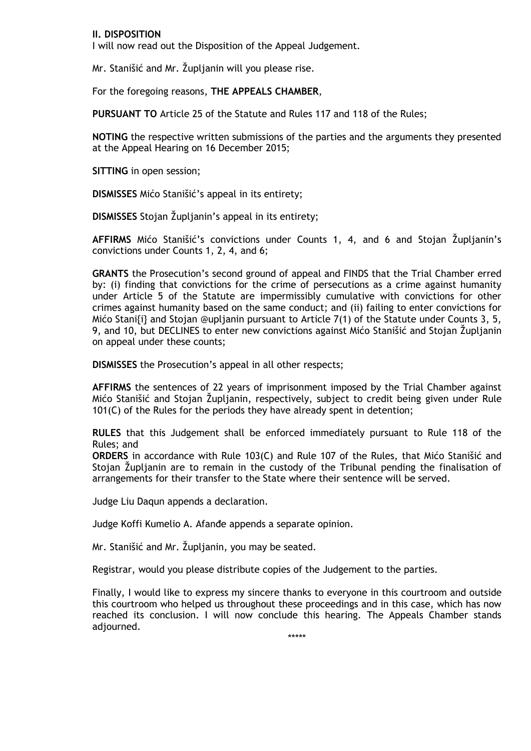## II. DISPOSITION

I will now read out the Disposition of the Appeal Judgement.

Mr. Stanišić and Mr. Župljanin will you please rise.

For the foregoing reasons, **THE APPEALS CHAMBER**,

**PURSUANT TO** Article 25 of the Statute and Rules 117 and 118 of the Rules;

**NOTING** the respective written submissions of the parties and the arguments they presented at the Appeal Hearing on 16 December 2015;

**SITTING** in open session;

**DISMISSES** Mićo Stanišić's appeal in its entirety;

**DISMISSES** Stojan Župljanin's appeal in its entirety;

**AFFIRMS** Mićo Stanišić's convictions under Counts 1, 4, and 6 and Stojan Župljanin's convictions under Counts 1, 2, 4, and 6;

**GRANTS** the Prosecution's second ground of appeal and FINDS that the Trial Chamber erred by: (i) finding that convictions for the crime of persecutions as a crime against humanity under Article 5 of the Statute are impermissibly cumulative with convictions for other crimes against humanity based on the same conduct; and (ii) failing to enter convictions for Mićo Stani{i} and Stojan @upljanin pursuant to Article 7(1) of the Statute under Counts 3, 5, 9, and 10, but DECLINES to enter new convictions against Mićo Stanišić and Stojan Župljanin on appeal under these counts;

**DISMISSES** the Prosecution's appeal in all other respects;

**AFFIRMS** the sentences of 22 years of imprisonment imposed by the Trial Chamber against Mićo Stanišić and Stojan Župljanin, respectively, subject to credit being given under Rule 101(C) of the Rules for the periods they have already spent in detention;

**RULES** that this Judgement shall be enforced immediately pursuant to Rule 118 of the Rules; and

**ORDERS** in accordance with Rule 103(C) and Rule 107 of the Rules, that Mićo Stanišić and Stojan Župljanin are to remain in the custody of the Tribunal pending the finalisation of arrangements for their transfer to the State where their sentence will be served.

Judge Liu Daqun appends a declaration.

Judge Koffi Kumelio A. Afanđe appends a separate opinion.

Mr. Stanišić and Mr. Župljanin, you may be seated.

Registrar, would you please distribute copies of the Judgement to the parties.

Finally, I would like to express my sincere thanks to everyone in this courtroom and outside this courtroom who helped us throughout these proceedings and in this case, which has now reached its conclusion. I will now conclude this hearing. The Appeals Chamber stands adjourned.

*****